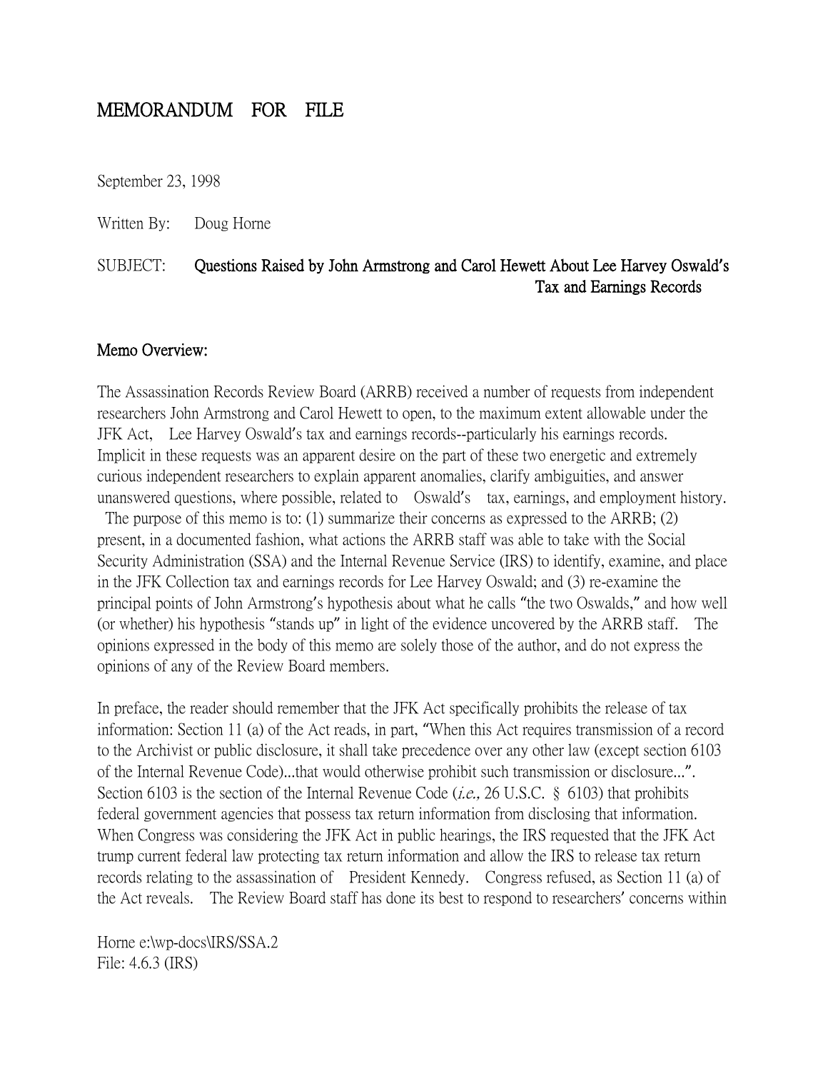# MEMORANDUM FOR FILE

September 23, 1998

Written By: Doug Horne

SUBJECT: **Questions Raised by John Armstrong and Carol Hewett About Lee Harvey Oswald's Tax and Earnings Records**

**Memo Overview:**

The Assassination Records Review Board (ARRB) received a number of requests from independent researchers John Armstrong and Carol Hewett to open, to the maximum extent allowable under the JFK Act, Lee Harvey Oswald's tax and earnings records--particularly his earnings records. Implicit in these requests was an apparent desire on the part of these two energetic and extremely curious independent researchers to explain apparent anomalies, clarify ambiguities, and answer unanswered questions, where possible, related to Oswald's tax, earnings, and employment history. The purpose of this memo is to: (1) summarize their concerns as expressed to the ARRB; (2) present, in a documented fashion, what actions the ARRB staff was able to take with the Social Security Administration (SSA) and the Internal Revenue Service (IRS) to identify, examine, and place in the JFK Collection tax and earnings records for Lee Harvey Oswald; and (3) re-examine the principal points of John Armstrong's hypothesis about what he calls "the two Oswalds," and how well (or whether) his hypothesis "stands up" in light of the evidence uncovered by the ARRB staff. The opinions expressed in the body of this memo are solely those of the author, and do not express the opinions of any of the Review Board members.

In preface, the reader should remember that the JFK Act specifically prohibits the release of tax information: Section 11 (a) of the Act reads, in part, "When this Act requires transmission of a record to the Archivist or public disclosure, it shall take precedence over any other law (except section 6103 of the Internal Revenue Code)...that would otherwise prohibit such transmission or disclosure...". Section 6103 is the section of the Internal Revenue Code (*i.e.,* 26 U.S.C. § 6103) that prohibits federal government agencies that possess tax return information from disclosing that information. When Congress was considering the JFK Act in public hearings, the IRS requested that the JFK Act trump current federal law protecting tax return information and allow the IRS to release tax return records relating to the assassination of President Kennedy. Congress refused, as Section 11 (a) of the Act reveals. The Review Board staff has done its best to respond to researchers' concerns within

Horne e:\wp-docs\IRS/SSA.2
File: 4.6.3 (IRS)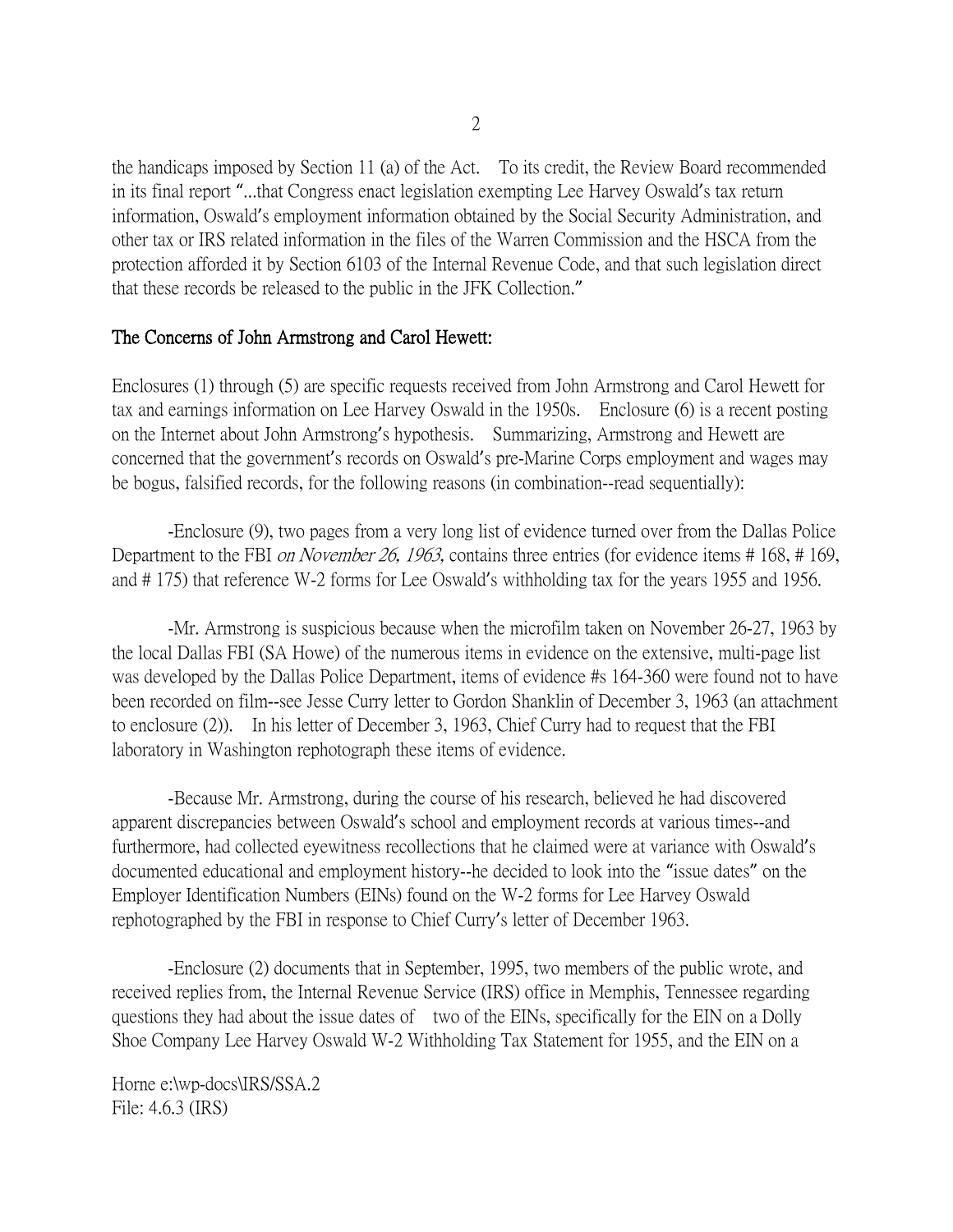the handicaps imposed by Section 11 (a) of the Act. To its credit, the Review Board recommended in its final report "...that Congress enact legislation exempting Lee Harvey Oswald's tax return information, Oswald's employment information obtained by the Social Security Administration, and other tax or IRS related information in the files of the Warren Commission and the HSCA from the protection afforded it by Section 6103 of the Internal Revenue Code, and that such legislation direct that these records be released to the public in the JFK Collection."

## The Concerns of John Armstrong and Carol Hewett:

Enclosures (1) through (5) are specific requests received from John Armstrong and Carol Hewett for tax and earnings information on Lee Harvey Oswald in the 1950s. Enclosure (6) is a recent posting on the Internet about John Armstrong's hypothesis. Summarizing, Armstrong and Hewett are concerned that the government's records on Oswald's pre-Marine Corps employment and wages may be bogus, falsified records, for the following reasons (in combination--read sequentially):

-Enclosure (9), two pages from a very long list of evidence turned over from the Dallas Police Department to the FBI *on November 26, 1963,* contains three entries (for evidence items # 168, # 169, and # 175) that reference W-2 forms for Lee Oswald's withholding tax for the years 1955 and 1956.

-Mr. Armstrong is suspicious because when the microfilm taken on November 26-27, 1963 by the local Dallas FBI (SA Howe) of the numerous items in evidence on the extensive, multi-page list was developed by the Dallas Police Department, items of evidence #s 164-360 were found not to have been recorded on film--see Jesse Curry letter to Gordon Shanklin of December 3, 1963 (an attachment to enclosure (2)). In his letter of December 3, 1963, Chief Curry had to request that the FBI laboratory in Washington rephotograph these items of evidence.

-Because Mr. Armstrong, during the course of his research, believed he had discovered apparent discrepancies between Oswald's school and employment records at various times--and furthermore, had collected eyewitness recollections that he claimed were at variance with Oswald's documented educational and employment history--he decided to look into the "issue dates" on the Employer Identification Numbers (EINs) found on the W-2 forms for Lee Harvey Oswald rephotographed by the FBI in response to Chief Curry's letter of December 1963.

-Enclosure (2) documents that in September, 1995, two members of the public wrote, and received replies from, the Internal Revenue Service (IRS) office in Memphis, Tennessee regarding questions they had about the issue dates of two of the EINs, specifically for the EIN on a Dolly Shoe Company Lee Harvey Oswald W-2 Withholding Tax Statement for 1955, and the EIN on a

Horne e:\wp-docs\IRS/SSA.2
File: 4.6.3 (IRS)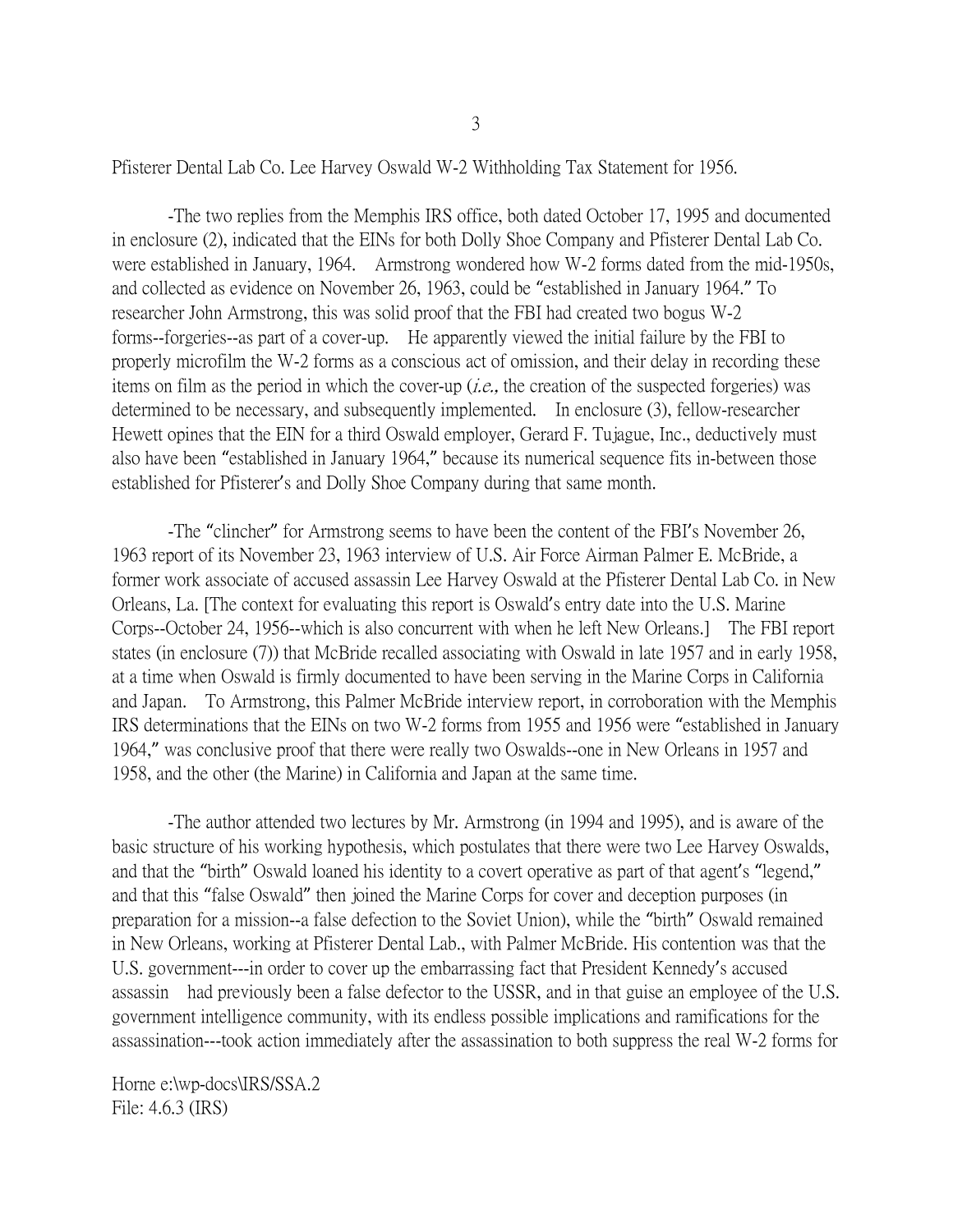Pfisterer Dental Lab Co. Lee Harvey Oswald W-2 Withholding Tax Statement for 1956.

-The two replies from the Memphis IRS office, both dated October 17, 1995 and documented in enclosure (2), indicated that the EINs for both Dolly Shoe Company and Pfisterer Dental Lab Co. were established in January, 1964. Armstrong wondered how W-2 forms dated from the mid-1950s, and collected as evidence on November 26, 1963, could be "established in January 1964." To researcher John Armstrong, this was solid proof that the FBI had created two bogus W-2 forms--forgeries--as part of a cover-up. He apparently viewed the initial failure by the FBI to properly microfilm the W-2 forms as a conscious act of omission, and their delay in recording these items on film as the period in which the cover-up (*i.e.,* the creation of the suspected forgeries) was determined to be necessary, and subsequently implemented. In enclosure (3), fellow-researcher Hewett opines that the EIN for a third Oswald employer, Gerard F. Tujague, Inc., deductively must also have been "established in January 1964," because its numerical sequence fits in-between those established for Pfisterer's and Dolly Shoe Company during that same month.

-The "clincher" for Armstrong seems to have been the content of the FBI's November 26, 1963 report of its November 23, 1963 interview of U.S. Air Force Airman Palmer E. McBride, a former work associate of accused assassin Lee Harvey Oswald at the Pfisterer Dental Lab Co. in New Orleans, La. [The context for evaluating this report is Oswald's entry date into the U.S. Marine Corps--October 24, 1956--which is also concurrent with when he left New Orleans.] The FBI report states (in enclosure (7)) that McBride recalled associating with Oswald in late 1957 and in early 1958, at a time when Oswald is firmly documented to have been serving in the Marine Corps in California and Japan. To Armstrong, this Palmer McBride interview report, in corroboration with the Memphis IRS determinations that the EINs on two W-2 forms from 1955 and 1956 were "established in January 1964," was conclusive proof that there were really two Oswalds--one in New Orleans in 1957 and 1958, and the other (the Marine) in California and Japan at the same time.

-The author attended two lectures by Mr. Armstrong (in 1994 and 1995), and is aware of the basic structure of his working hypothesis, which postulates that there were two Lee Harvey Oswalds, and that the "birth" Oswald loaned his identity to a covert operative as part of that agent's "legend," and that this "false Oswald" then joined the Marine Corps for cover and deception purposes (in preparation for a mission--a false defection to the Soviet Union), while the "birth" Oswald remained in New Orleans, working at Pfisterer Dental Lab., with Palmer McBride. His contention was that the U.S. government---in order to cover up the embarrassing fact that President Kennedy's accused assassin had previously been a false defector to the USSR, and in that guise an employee of the U.S. government intelligence community, with its endless possible implications and ramifications for the assassination---took action immediately after the assassination to both suppress the real W-2 forms for

Horne e:\wp-docs\IRS/SSA.2
File: 4.6.3 (IRS)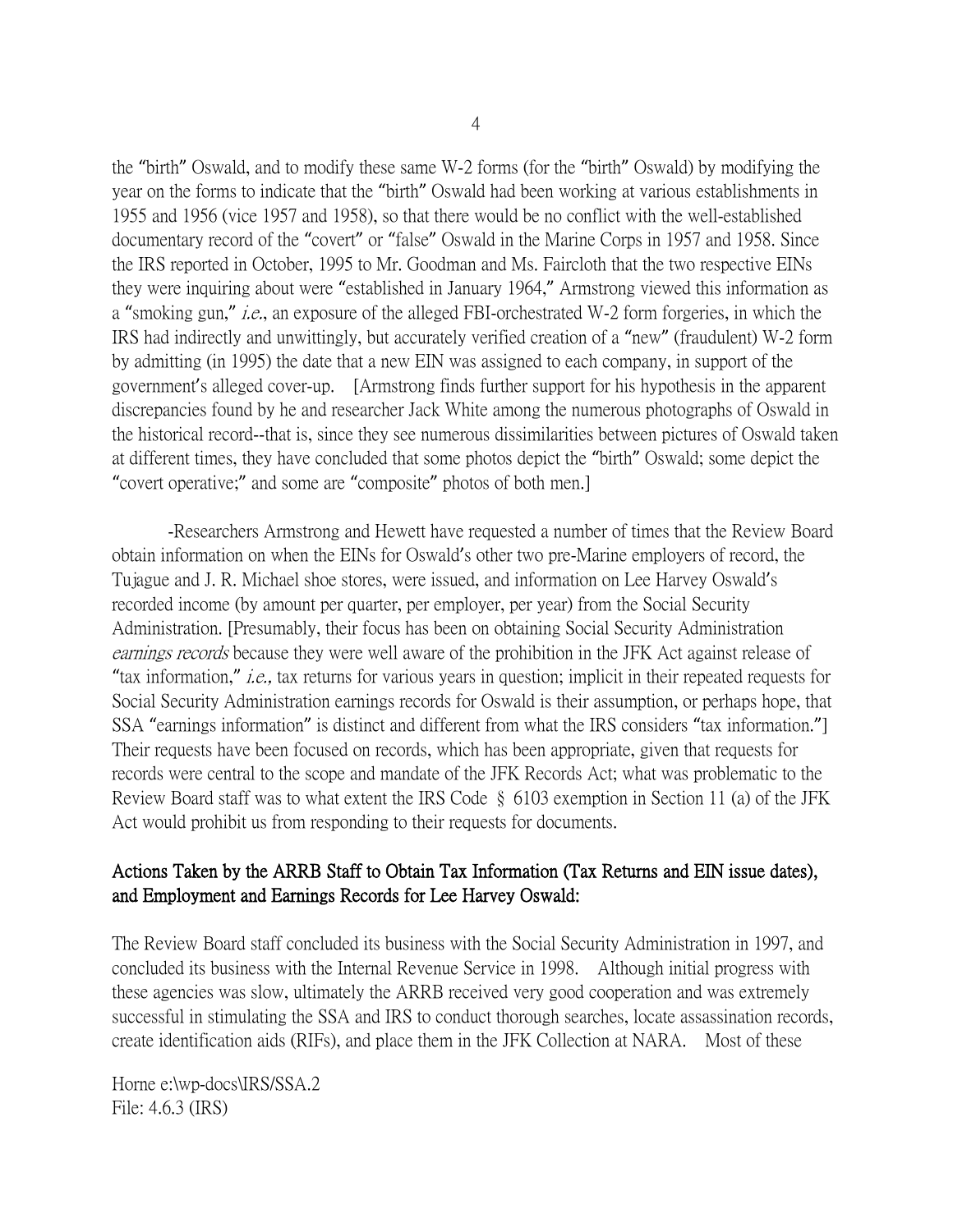the "birth" Oswald, and to modify these same W-2 forms (for the "birth" Oswald) by modifying the year on the forms to indicate that the "birth" Oswald had been working at various establishments in 1955 and 1956 (vice 1957 and 1958), so that there would be no conflict with the well-established documentary record of the "covert" or "false" Oswald in the Marine Corps in 1957 and 1958. Since the IRS reported in October, 1995 to Mr. Goodman and Ms. Faircloth that the two respective EINs they were inquiring about were "established in January 1964," Armstrong viewed this information as a "smoking gun," *i.e.*, an exposure of the alleged FBI-orchestrated W-2 form forgeries, in which the IRS had indirectly and unwittingly, but accurately verified creation of a "new" (fraudulent) W-2 form by admitting (in 1995) the date that a new EIN was assigned to each company, in support of the government's alleged cover-up. [Armstrong finds further support for his hypothesis in the apparent discrepancies found by he and researcher Jack White among the numerous photographs of Oswald in the historical record--that is, since they see numerous dissimilarities between pictures of Oswald taken at different times, they have concluded that some photos depict the "birth" Oswald; some depict the "covert operative;" and some are "composite" photos of both men.]

-Researchers Armstrong and Hewett have requested a number of times that the Review Board obtain information on when the EINs for Oswald's other two pre-Marine employers of record, the Tujague and J. R. Michael shoe stores, were issued, and information on Lee Harvey Oswald's recorded income (by amount per quarter, per employer, per year) from the Social Security Administration. [Presumably, their focus has been on obtaining Social Security Administration *earnings records* because they were well aware of the prohibition in the JFK Act against release of "tax information," *i.e.,* tax returns for various years in question; implicit in their repeated requests for Social Security Administration earnings records for Oswald is their assumption, or perhaps hope, that SSA "earnings information" is distinct and different from what the IRS considers "tax information."] Their requests have been focused on records, which has been appropriate, given that requests for records were central to the scope and mandate of the JFK Records Act; what was problematic to the Review Board staff was to what extent the IRS Code § 6103 exemption in Section 11 (a) of the JFK Act would prohibit us from responding to their requests for documents.

**Actions Taken by the ARRB Staff to Obtain Tax Information (Tax Returns and EIN issue dates), and Employment and Earnings Records for Lee Harvey Oswald:**

The Review Board staff concluded its business with the Social Security Administration in 1997, and concluded its business with the Internal Revenue Service in 1998. Although initial progress with these agencies was slow, ultimately the ARRB received very good cooperation and was extremely successful in stimulating the SSA and IRS to conduct thorough searches, locate assassination records, create identification aids (RIFs), and place them in the JFK Collection at NARA. Most of these

Horne e:\wp-docs\IRS/SSA.2
File: 4.6.3 (IRS)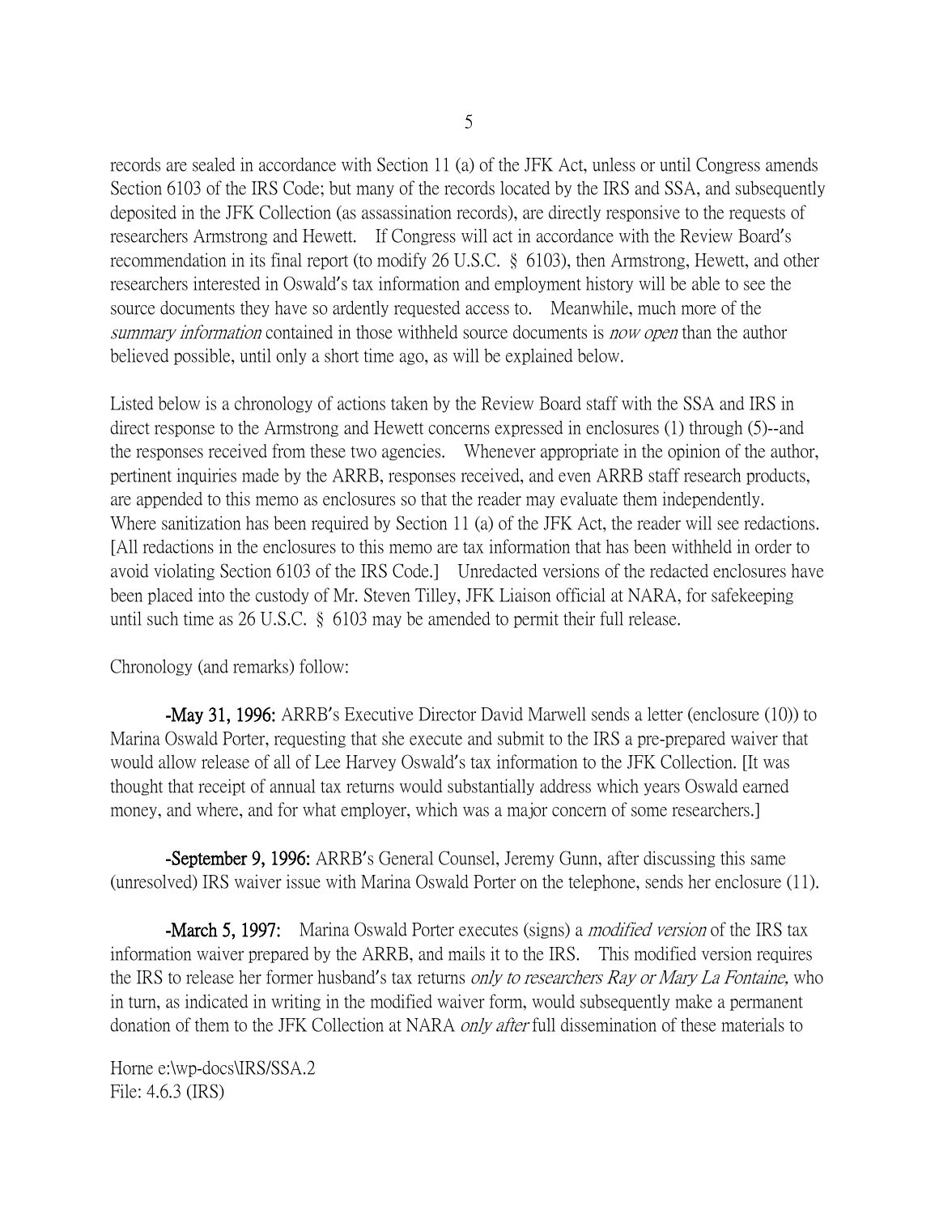records are sealed in accordance with Section 11 (a) of the JFK Act, unless or until Congress amends Section 6103 of the IRS Code; but many of the records located by the IRS and SSA, and subsequently deposited in the JFK Collection (as assassination records), are directly responsive to the requests of researchers Armstrong and Hewett. If Congress will act in accordance with the Review Board's recommendation in its final report (to modify 26 U.S.C. § 6103), then Armstrong, Hewett, and other researchers interested in Oswald's tax information and employment history will be able to see the source documents they have so ardently requested access to. Meanwhile, much more of the *summary information* contained in those withheld source documents is *now open* than the author believed possible, until only a short time ago, as will be explained below.

Listed below is a chronology of actions taken by the Review Board staff with the SSA and IRS in direct response to the Armstrong and Hewett concerns expressed in enclosures (1) through (5)--and the responses received from these two agencies. Whenever appropriate in the opinion of the author, pertinent inquiries made by the ARRB, responses received, and even ARRB staff research products, are appended to this memo as enclosures so that the reader may evaluate them independently. Where sanitization has been required by Section 11 (a) of the JFK Act, the reader will see redactions. [All redactions in the enclosures to this memo are tax information that has been withheld in order to avoid violating Section 6103 of the IRS Code.] Unredacted versions of the redacted enclosures have been placed into the custody of Mr. Steven Tilley, JFK Liaison official at NARA, for safekeeping until such time as 26 U.S.C. § 6103 may be amended to permit their full release.

Chronology (and remarks) follow:

**-May 31, 1996:** ARRB's Executive Director David Marwell sends a letter (enclosure (10)) to Marina Oswald Porter, requesting that she execute and submit to the IRS a pre-prepared waiver that would allow release of all of Lee Harvey Oswald's tax information to the JFK Collection. [It was thought that receipt of annual tax returns would substantially address which years Oswald earned money, and where, and for what employer, which was a major concern of some researchers.]

**-September 9, 1996:** ARRB's General Counsel, Jeremy Gunn, after discussing this same (unresolved) IRS waiver issue with Marina Oswald Porter on the telephone, sends her enclosure (11).

**-March 5, 1997:** Marina Oswald Porter executes (signs) a *modified version* of the IRS tax information waiver prepared by the ARRB, and mails it to the IRS. This modified version requires the IRS to release her former husband's tax returns *only to researchers Ray or Mary La Fontaine,* who in turn, as indicated in writing in the modified waiver form, would subsequently make a permanent donation of them to the JFK Collection at NARA *only after* full dissemination of these materials to

Horne e:\wp-docs\IRS/SSA.2
File: 4.6.3 (IRS)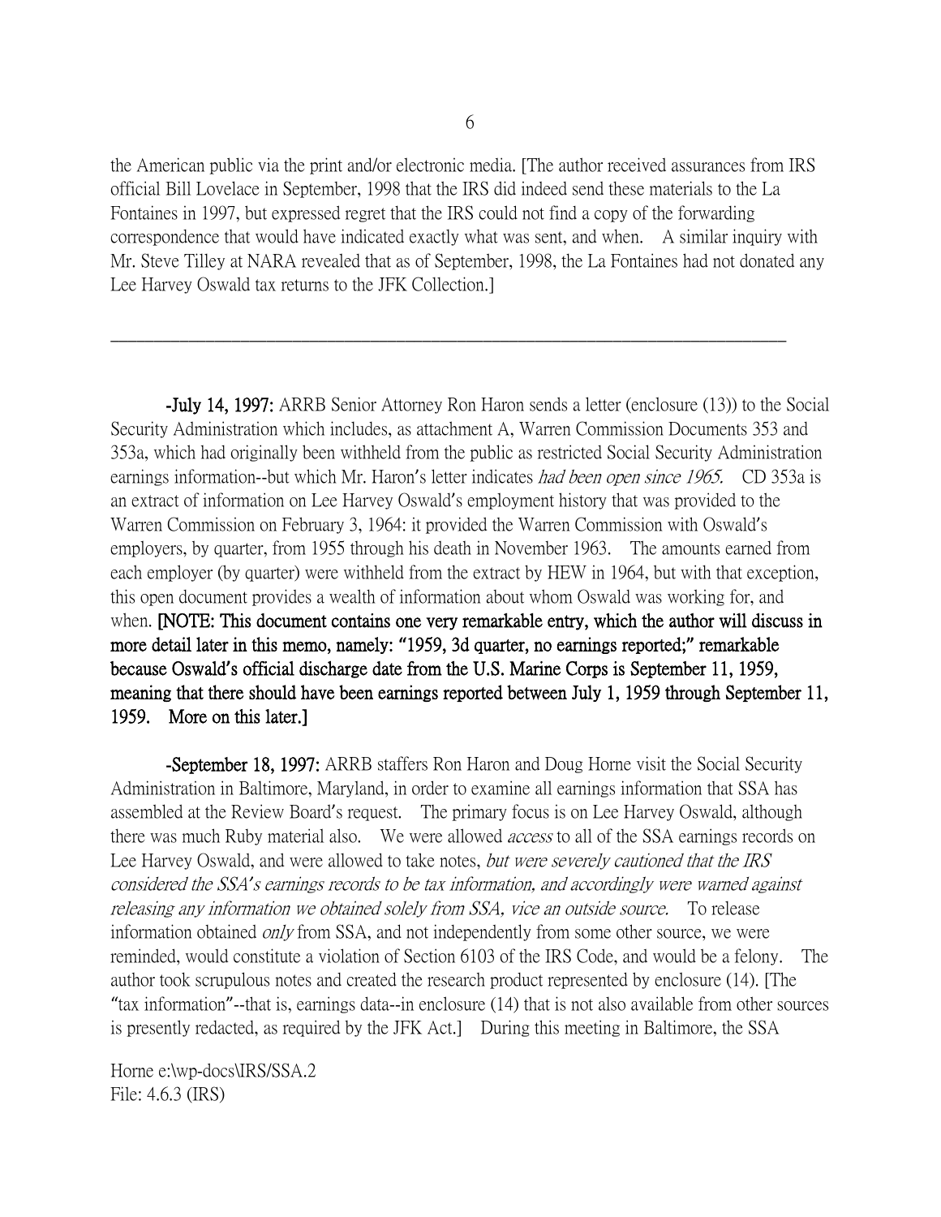the American public via the print and/or electronic media. [The author received assurances from IRS official Bill Lovelace in September, 1998 that the IRS did indeed send these materials to the La Fontaines in 1997, but expressed regret that the IRS could not find a copy of the forwarding correspondence that would have indicated exactly what was sent, and when. A similar inquiry with Mr. Steve Tilley at NARA revealed that as of September, 1998, the La Fontaines had not donated any Lee Harvey Oswald tax returns to the JFK Collection.]

---

**-July 14, 1997:** ARRB Senior Attorney Ron Haron sends a letter (enclosure (13)) to the Social Security Administration which includes, as attachment A, Warren Commission Documents 353 and 353a, which had originally been withheld from the public as restricted Social Security Administration earnings information--but which Mr. Haron's letter indicates *had been open since 1965.* CD 353a is an extract of information on Lee Harvey Oswald's employment history that was provided to the Warren Commission on February 3, 1964: it provided the Warren Commission with Oswald's employers, by quarter, from 1955 through his death in November 1963. The amounts earned from each employer (by quarter) were withheld from the extract by HEW in 1964, but with that exception, this open document provides a wealth of information about whom Oswald was working for, and when. **[NOTE: This document contains one very remarkable entry, which the author will discuss in more detail later in this memo, namely: "1959, 3d quarter, no earnings reported;" remarkable because Oswald's official discharge date from the U.S. Marine Corps is September 11, 1959, meaning that there should have been earnings reported between July 1, 1959 through September 11, 1959. More on this later.]**

**-September 18, 1997:** ARRB staffers Ron Haron and Doug Horne visit the Social Security Administration in Baltimore, Maryland, in order to examine all earnings information that SSA has assembled at the Review Board's request. The primary focus is on Lee Harvey Oswald, although there was much Ruby material also. We were allowed *access* to all of the SSA earnings records on Lee Harvey Oswald, and were allowed to take notes, *but were severely cautioned that the IRS considered the SSA's earnings records to be tax information, and accordingly were warned against releasing any information we obtained solely from SSA, vice an outside source.* To release information obtained *only* from SSA, and not independently from some other source, we were reminded, would constitute a violation of Section 6103 of the IRS Code, and would be a felony. The author took scrupulous notes and created the research product represented by enclosure (14). [The "tax information"--that is, earnings data--in enclosure (14) that is not also available from other sources is presently redacted, as required by the JFK Act.] During this meeting in Baltimore, the SSA

Horne e:\wp-docs\IRS/SSA.2
File: 4.6.3 (IRS)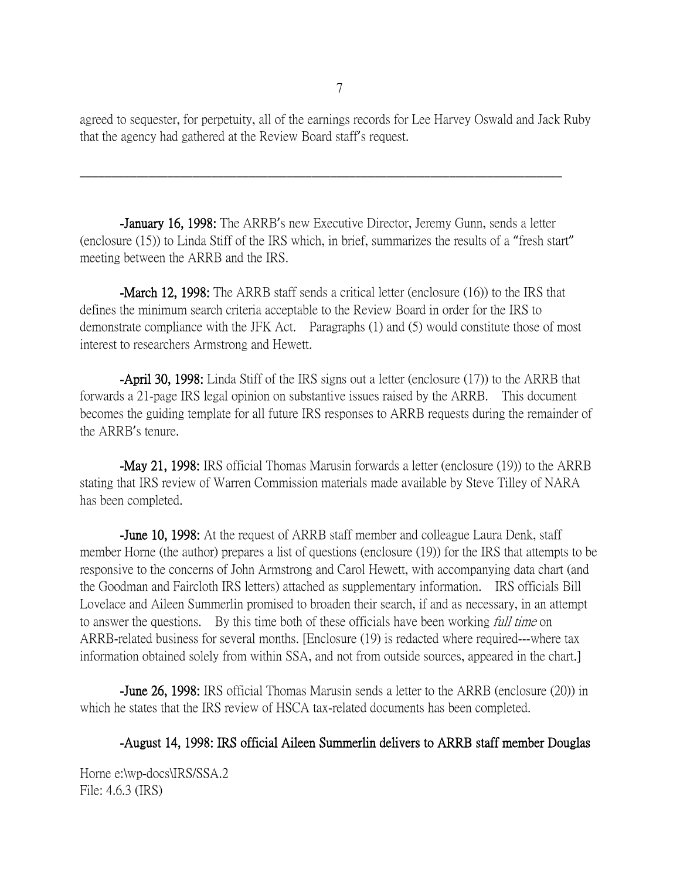agreed to sequester, for perpetuity, all of the earnings records for Lee Harvey Oswald and Jack Ruby that the agency had gathered at the Review Board staff's request.

---

**-January 16, 1998:** The ARRB's new Executive Director, Jeremy Gunn, sends a letter (enclosure (15)) to Linda Stiff of the IRS which, in brief, summarizes the results of a "fresh start" meeting between the ARRB and the IRS.

**-March 12, 1998:** The ARRB staff sends a critical letter (enclosure (16)) to the IRS that defines the minimum search criteria acceptable to the Review Board in order for the IRS to demonstrate compliance with the JFK Act. Paragraphs (1) and (5) would constitute those of most interest to researchers Armstrong and Hewett.

**-April 30, 1998:** Linda Stiff of the IRS signs out a letter (enclosure (17)) to the ARRB that forwards a 21-page IRS legal opinion on substantive issues raised by the ARRB. This document becomes the guiding template for all future IRS responses to ARRB requests during the remainder of the ARRB's tenure.

**-May 21, 1998:** IRS official Thomas Marusin forwards a letter (enclosure (19)) to the ARRB stating that IRS review of Warren Commission materials made available by Steve Tilley of NARA has been completed.

**-June 10, 1998:** At the request of ARRB staff member and colleague Laura Denk, staff member Horne (the author) prepares a list of questions (enclosure (19)) for the IRS that attempts to be responsive to the concerns of John Armstrong and Carol Hewett, with accompanying data chart (and the Goodman and Faircloth IRS letters) attached as supplementary information. IRS officials Bill Lovelace and Aileen Summerlin promised to broaden their search, if and as necessary, in an attempt to answer the questions. By this time both of these officials have been working *full time* on ARRB-related business for several months. [Enclosure (19) is redacted where required---where tax information obtained solely from within SSA, and not from outside sources, appeared in the chart.]

**-June 26, 1998:** IRS official Thomas Marusin sends a letter to the ARRB (enclosure (20)) in which he states that the IRS review of HSCA tax-related documents has been completed.

**-August 14, 1998: IRS official Aileen Summerlin delivers to ARRB staff member Douglas**

Horne e:\wp-docs\IRS/SSA.2
File: 4.6.3 (IRS)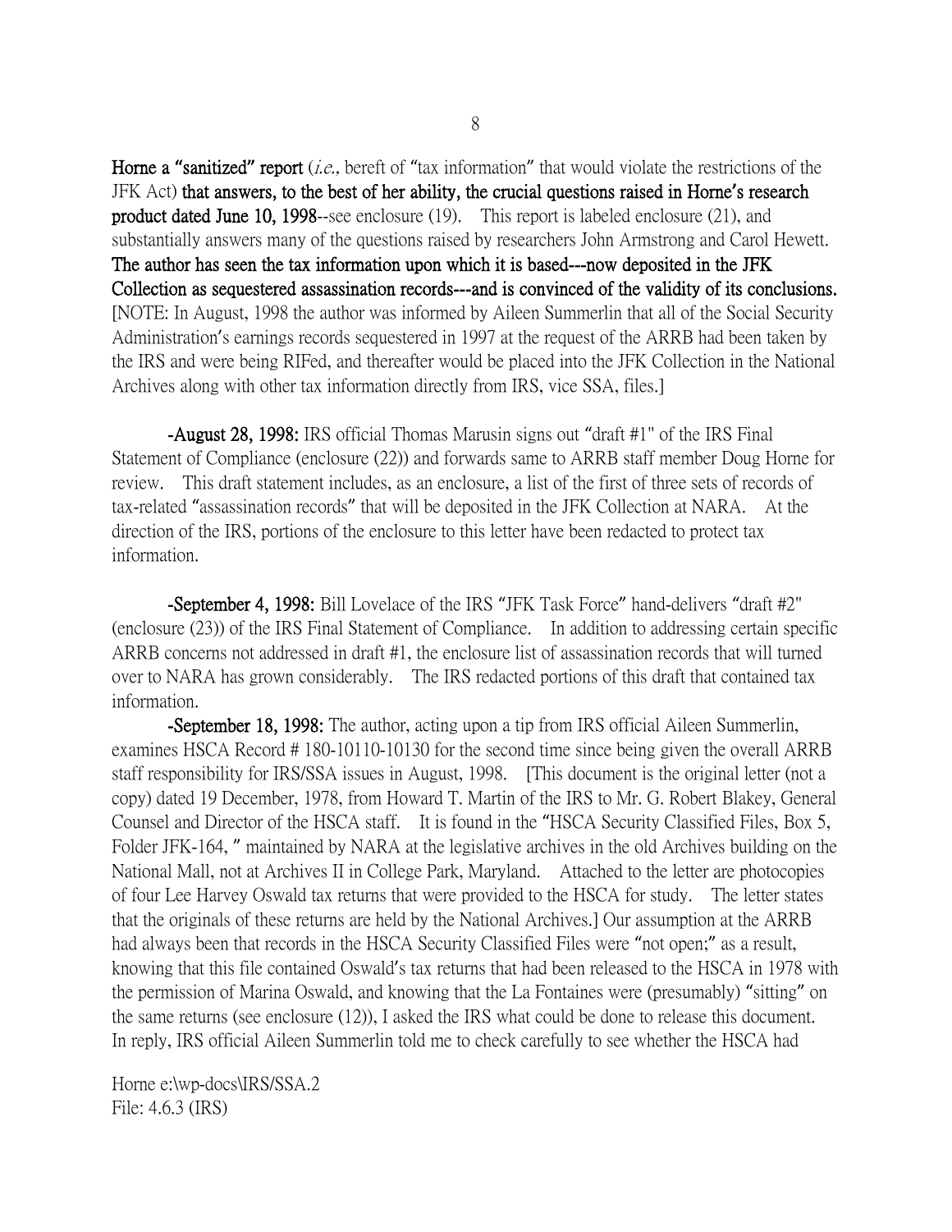**Horne a "sanitized" report** (*i.e.,* bereft of "tax information" that would violate the restrictions of the JFK Act) **that answers, to the best of her ability, the crucial questions raised in Horne's research product dated June 10, 1998**--see enclosure (19). This report is labeled enclosure (21), and substantially answers many of the questions raised by researchers John Armstrong and Carol Hewett. **The author has seen the tax information upon which it is based---now deposited in the JFK Collection as sequestered assassination records---and is convinced of the validity of its conclusions.** [NOTE: In August, 1998 the author was informed by Aileen Summerlin that all of the Social Security Administration's earnings records sequestered in 1997 at the request of the ARRB had been taken by the IRS and were being RIFed, and thereafter would be placed into the JFK Collection in the National Archives along with other tax information directly from IRS, vice SSA, files.]

**-August 28, 1998:** IRS official Thomas Marusin signs out "draft #1" of the IRS Final Statement of Compliance (enclosure (22)) and forwards same to ARRB staff member Doug Horne for review. This draft statement includes, as an enclosure, a list of the first of three sets of records of tax-related "assassination records" that will be deposited in the JFK Collection at NARA. At the direction of the IRS, portions of the enclosure to this letter have been redacted to protect tax information.

**-September 4, 1998:** Bill Lovelace of the IRS "JFK Task Force" hand-delivers "draft #2" (enclosure (23)) of the IRS Final Statement of Compliance. In addition to addressing certain specific ARRB concerns not addressed in draft #1, the enclosure list of assassination records that will turned over to NARA has grown considerably. The IRS redacted portions of this draft that contained tax information.

**-September 18, 1998:** The author, acting upon a tip from IRS official Aileen Summerlin, examines HSCA Record # 180-10110-10130 for the second time since being given the overall ARRB staff responsibility for IRS/SSA issues in August, 1998. [This document is the original letter (not a copy) dated 19 December, 1978, from Howard T. Martin of the IRS to Mr. G. Robert Blakey, General Counsel and Director of the HSCA staff. It is found in the "HSCA Security Classified Files, Box 5, Folder JFK-164, " maintained by NARA at the legislative archives in the old Archives building on the National Mall, not at Archives II in College Park, Maryland. Attached to the letter are photocopies of four Lee Harvey Oswald tax returns that were provided to the HSCA for study. The letter states that the originals of these returns are held by the National Archives.] Our assumption at the ARRB had always been that records in the HSCA Security Classified Files were "not open;" as a result, knowing that this file contained Oswald's tax returns that had been released to the HSCA in 1978 with the permission of Marina Oswald, and knowing that the La Fontaines were (presumably) "sitting" on the same returns (see enclosure (12)), I asked the IRS what could be done to release this document. In reply, IRS official Aileen Summerlin told me to check carefully to see whether the HSCA had

Horne e:\wp-docs\IRS/SSA.2
File: 4.6.3 (IRS)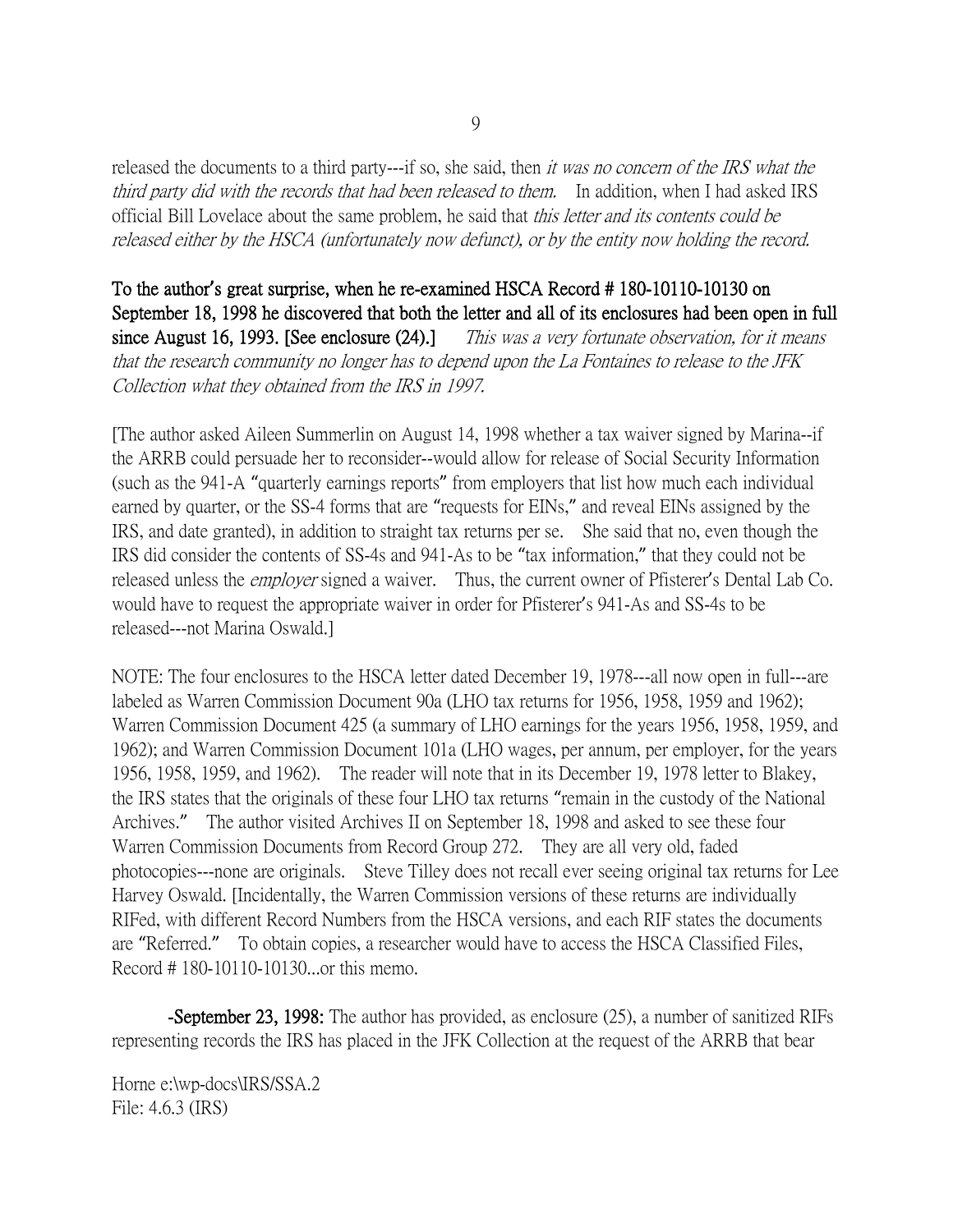released the documents to a third party---if so, she said, then *it was no concern of the IRS what the third party did with the records that had been released to them.* In addition, when I had asked IRS official Bill Lovelace about the same problem, he said that *this letter and its contents could be released either by the HSCA (unfortunately now defunct), or by the entity now holding the record.*

**To the author's great surprise, when he re-examined HSCA Record # 180-10110-10130 on September 18, 1998 he discovered that both the letter and all of its enclosures had been open in full since August 16, 1993. [See enclosure (24).]** *This was a very fortunate observation, for it means that the research community no longer has to depend upon the La Fontaines to release to the JFK Collection what they obtained from the IRS in 1997.*

[The author asked Aileen Summerlin on August 14, 1998 whether a tax waiver signed by Marina--if the ARRB could persuade her to reconsider--would allow for release of Social Security Information (such as the 941-A "quarterly earnings reports" from employers that list how much each individual earned by quarter, or the SS-4 forms that are "requests for EINs," and reveal EINs assigned by the IRS, and date granted), in addition to straight tax returns per se. She said that no, even though the IRS did consider the contents of SS-4s and 941-As to be "tax information," that they could not be released unless the *employer* signed a waiver. Thus, the current owner of Pfisterer's Dental Lab Co. would have to request the appropriate waiver in order for Pfisterer's 941-As and SS-4s to be released---not Marina Oswald.]

NOTE: The four enclosures to the HSCA letter dated December 19, 1978---all now open in full---are labeled as Warren Commission Document 90a (LHO tax returns for 1956, 1958, 1959 and 1962); Warren Commission Document 425 (a summary of LHO earnings for the years 1956, 1958, 1959, and 1962); and Warren Commission Document 101a (LHO wages, per annum, per employer, for the years 1956, 1958, 1959, and 1962). The reader will note that in its December 19, 1978 letter to Blakey, the IRS states that the originals of these four LHO tax returns "remain in the custody of the National Archives." The author visited Archives II on September 18, 1998 and asked to see these four Warren Commission Documents from Record Group 272. They are all very old, faded photocopies---none are originals. Steve Tilley does not recall ever seeing original tax returns for Lee Harvey Oswald. [Incidentally, the Warren Commission versions of these returns are individually RIFed, with different Record Numbers from the HSCA versions, and each RIF states the documents are "Referred." To obtain copies, a researcher would have to access the HSCA Classified Files, Record # 180-10110-10130...or this memo.

**-September 23, 1998:** The author has provided, as enclosure (25), a number of sanitized RIFs representing records the IRS has placed in the JFK Collection at the request of the ARRB that bear

Horne e:\wp-docs\IRS/SSA.2
File: 4.6.3 (IRS)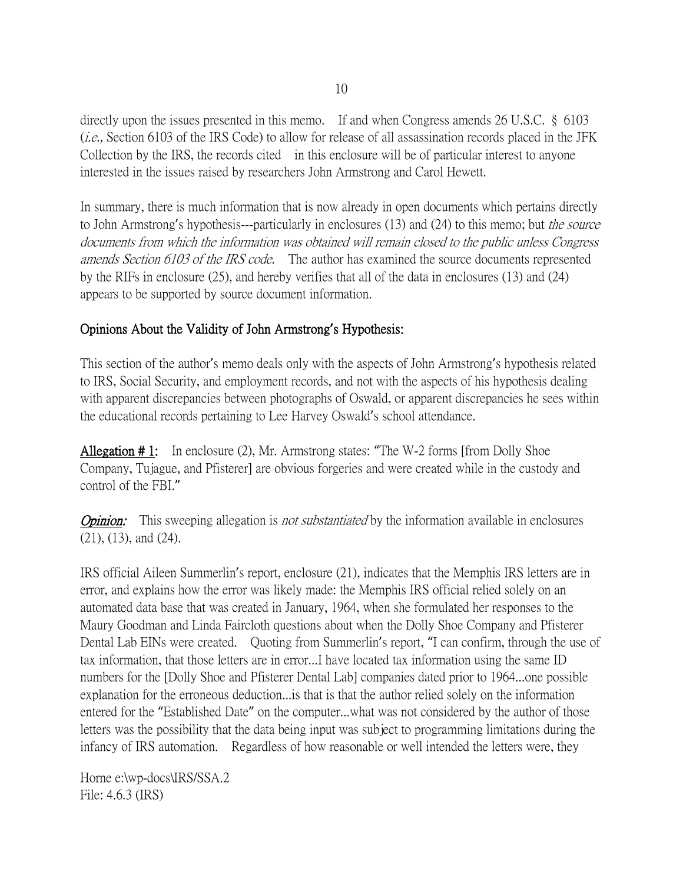directly upon the issues presented in this memo. If and when Congress amends 26 U.S.C. § 6103 (*i.e.,* Section 6103 of the IRS Code) to allow for release of all assassination records placed in the JFK Collection by the IRS, the records cited in this enclosure will be of particular interest to anyone interested in the issues raised by researchers John Armstrong and Carol Hewett.

In summary, there is much information that is now already in open documents which pertains directly to John Armstrong's hypothesis---particularly in enclosures (13) and (24) to this memo; but *the source documents from which the information was obtained will remain closed to the public unless Congress amends Section 6103 of the IRS code.* The author has examined the source documents represented by the RIFs in enclosure (25), and hereby verifies that all of the data in enclosures (13) and (24) appears to be supported by source document information.

## Opinions About the Validity of John Armstrong's Hypothesis:

This section of the author's memo deals only with the aspects of John Armstrong's hypothesis related to IRS, Social Security, and employment records, and not with the aspects of his hypothesis dealing with apparent discrepancies between photographs of Oswald, or apparent discrepancies he sees within the educational records pertaining to Lee Harvey Oswald's school attendance.

**Allegation # 1:** In enclosure (2), Mr. Armstrong states: "The W-2 forms [from Dolly Shoe Company, Tujague, and Pfisterer] are obvious forgeries and were created while in the custody and control of the FBI."

***Opinion:*** This sweeping allegation is *not substantiated* by the information available in enclosures (21), (13), and (24).

IRS official Aileen Summerlin's report, enclosure (21), indicates that the Memphis IRS letters are in error, and explains how the error was likely made: the Memphis IRS official relied solely on an automated data base that was created in January, 1964, when she formulated her responses to the Maury Goodman and Linda Faircloth questions about when the Dolly Shoe Company and Pfisterer Dental Lab EINs were created. Quoting from Summerlin's report, "I can confirm, through the use of tax information, that those letters are in error...I have located tax information using the same ID numbers for the [Dolly Shoe and Pfisterer Dental Lab] companies dated prior to 1964...one possible explanation for the erroneous deduction...is that is that the author relied solely on the information entered for the "Established Date" on the computer...what was not considered by the author of those letters was the possibility that the data being input was subject to programming limitations during the infancy of IRS automation. Regardless of how reasonable or well intended the letters were, they

Horne e:\wp-docs\IRS/SSA.2
File: 4.6.3 (IRS)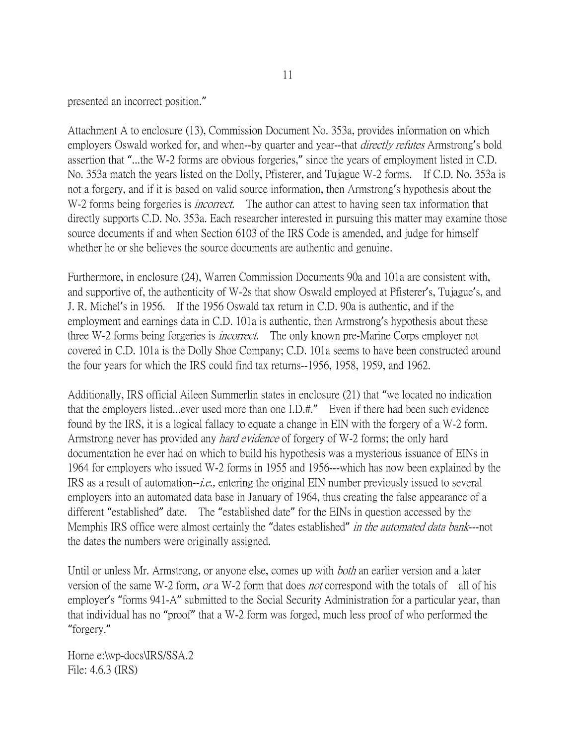presented an incorrect position."

Attachment A to enclosure (13), Commission Document No. 353a, provides information on which employers Oswald worked for, and when--by quarter and year--that *directly refutes* Armstrong's bold assertion that "...the W-2 forms are obvious forgeries," since the years of employment listed in C.D. No. 353a match the years listed on the Dolly, Pfisterer, and Tujague W-2 forms. If C.D. No. 353a is not a forgery, and if it is based on valid source information, then Armstrong's hypothesis about the W-2 forms being forgeries is *incorrect.* The author can attest to having seen tax information that directly supports C.D. No. 353a. Each researcher interested in pursuing this matter may examine those source documents if and when Section 6103 of the IRS Code is amended, and judge for himself whether he or she believes the source documents are authentic and genuine.

Furthermore, in enclosure (24), Warren Commission Documents 90a and 101a are consistent with, and supportive of, the authenticity of W-2s that show Oswald employed at Pfisterer's, Tujague's, and J. R. Michel's in 1956. If the 1956 Oswald tax return in C.D. 90a is authentic, and if the employment and earnings data in C.D. 101a is authentic, then Armstrong's hypothesis about these three W-2 forms being forgeries is *incorrect.* The only known pre-Marine Corps employer not covered in C.D. 101a is the Dolly Shoe Company; C.D. 101a seems to have been constructed around the four years for which the IRS could find tax returns--1956, 1958, 1959, and 1962.

Additionally, IRS official Aileen Summerlin states in enclosure (21) that "we located no indication that the employers listed...ever used more than one I.D.#." Even if there had been such evidence found by the IRS, it is a logical fallacy to equate a change in EIN with the forgery of a W-2 form. Armstrong never has provided any *hard evidence* of forgery of W-2 forms; the only hard documentation he ever had on which to build his hypothesis was a mysterious issuance of EINs in 1964 for employers who issued W-2 forms in 1955 and 1956---which has now been explained by the IRS as a result of automation--*i.e.,* entering the original EIN number previously issued to several employers into an automated data base in January of 1964, thus creating the false appearance of a different "established" date. The "established date" for the EINs in question accessed by the Memphis IRS office were almost certainly the "dates established" *in the automated data bank*---not the dates the numbers were originally assigned.

Until or unless Mr. Armstrong, or anyone else, comes up with *both* an earlier version and a later version of the same W-2 form, *or* a W-2 form that does *not* correspond with the totals of all of his employer's "forms 941-A" submitted to the Social Security Administration for a particular year, than that individual has no "proof" that a W-2 form was forged, much less proof of who performed the "forgery."

Horne e:\wp-docs\IRS/SSA.2
File: 4.6.3 (IRS)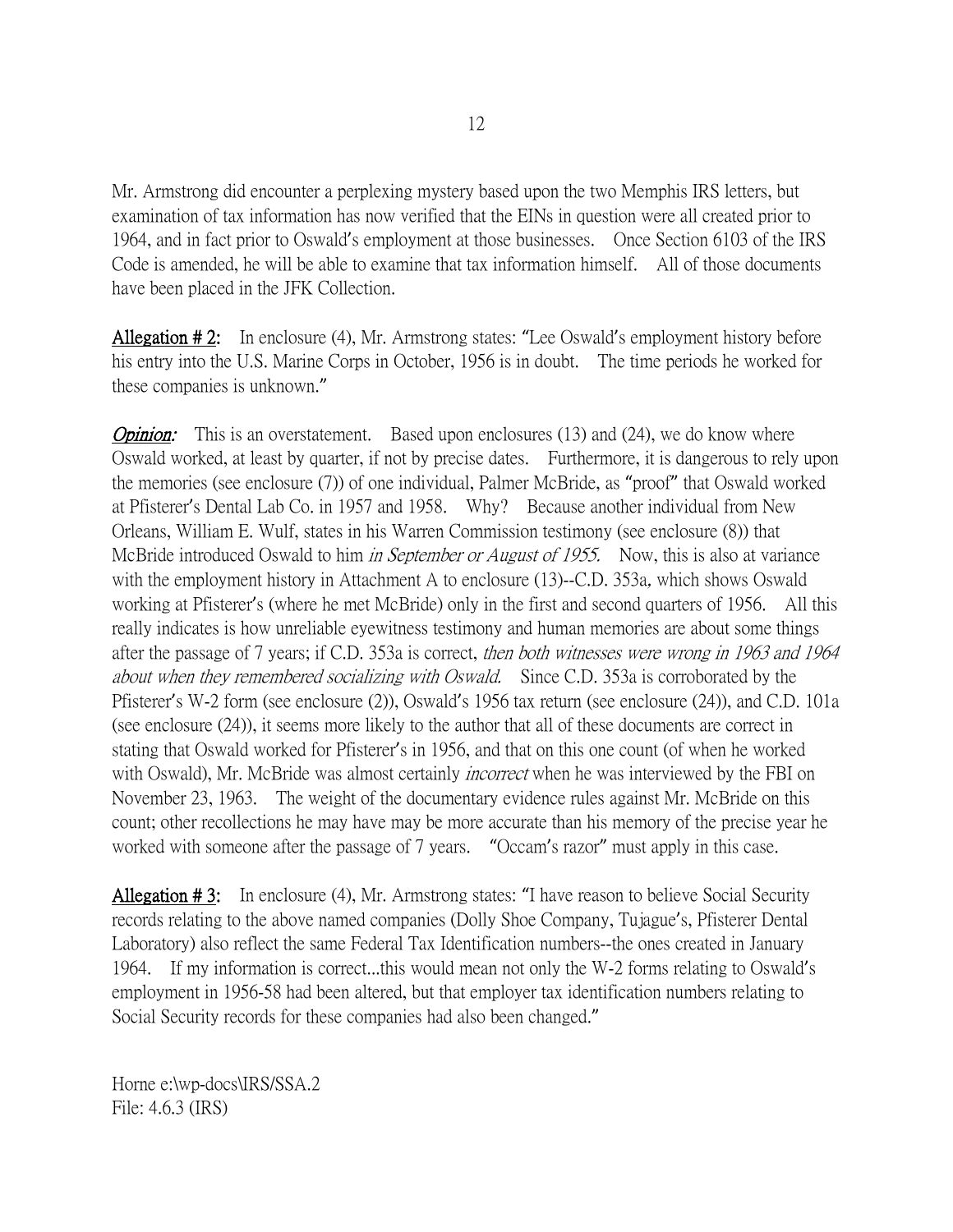Mr. Armstrong did encounter a perplexing mystery based upon the two Memphis IRS letters, but examination of tax information has now verified that the EINs in question were all created prior to 1964, and in fact prior to Oswald's employment at those businesses. Once Section 6103 of the IRS Code is amended, he will be able to examine that tax information himself. All of those documents have been placed in the JFK Collection.

**Allegation # 2:** In enclosure (4), Mr. Armstrong states: "Lee Oswald's employment history before his entry into the U.S. Marine Corps in October, 1956 is in doubt. The time periods he worked for these companies is unknown."

***Opinion:*** This is an overstatement. Based upon enclosures (13) and (24), we do know where Oswald worked, at least by quarter, if not by precise dates. Furthermore, it is dangerous to rely upon the memories (see enclosure (7)) of one individual, Palmer McBride, as "proof" that Oswald worked at Pfisterer's Dental Lab Co. in 1957 and 1958. Why? Because another individual from New Orleans, William E. Wulf, states in his Warren Commission testimony (see enclosure (8)) that McBride introduced Oswald to him *in September or August of 1955.* Now, this is also at variance with the employment history in Attachment A to enclosure (13)--C.D. 353a*,* which shows Oswald working at Pfisterer's (where he met McBride) only in the first and second quarters of 1956. All this really indicates is how unreliable eyewitness testimony and human memories are about some things after the passage of 7 years; if C.D. 353a is correct, *then both witnesses were wrong in 1963 and 1964 about when they remembered socializing with Oswald.* Since C.D. 353a is corroborated by the Pfisterer's W-2 form (see enclosure (2)), Oswald's 1956 tax return (see enclosure (24)), and C.D. 101a (see enclosure (24)), it seems more likely to the author that all of these documents are correct in stating that Oswald worked for Pfisterer's in 1956, and that on this one count (of when he worked with Oswald), Mr. McBride was almost certainly *incorrect* when he was interviewed by the FBI on November 23, 1963. The weight of the documentary evidence rules against Mr. McBride on this count; other recollections he may have may be more accurate than his memory of the precise year he worked with someone after the passage of 7 years. "Occam's razor" must apply in this case.

**Allegation # 3:** In enclosure (4), Mr. Armstrong states: "I have reason to believe Social Security records relating to the above named companies (Dolly Shoe Company, Tujague's, Pfisterer Dental Laboratory) also reflect the same Federal Tax Identification numbers--the ones created in January 1964. If my information is correct...this would mean not only the W-2 forms relating to Oswald's employment in 1956-58 had been altered, but that employer tax identification numbers relating to Social Security records for these companies had also been changed."

Horne e:\wp-docs\IRS/SSA.2
File: 4.6.3 (IRS)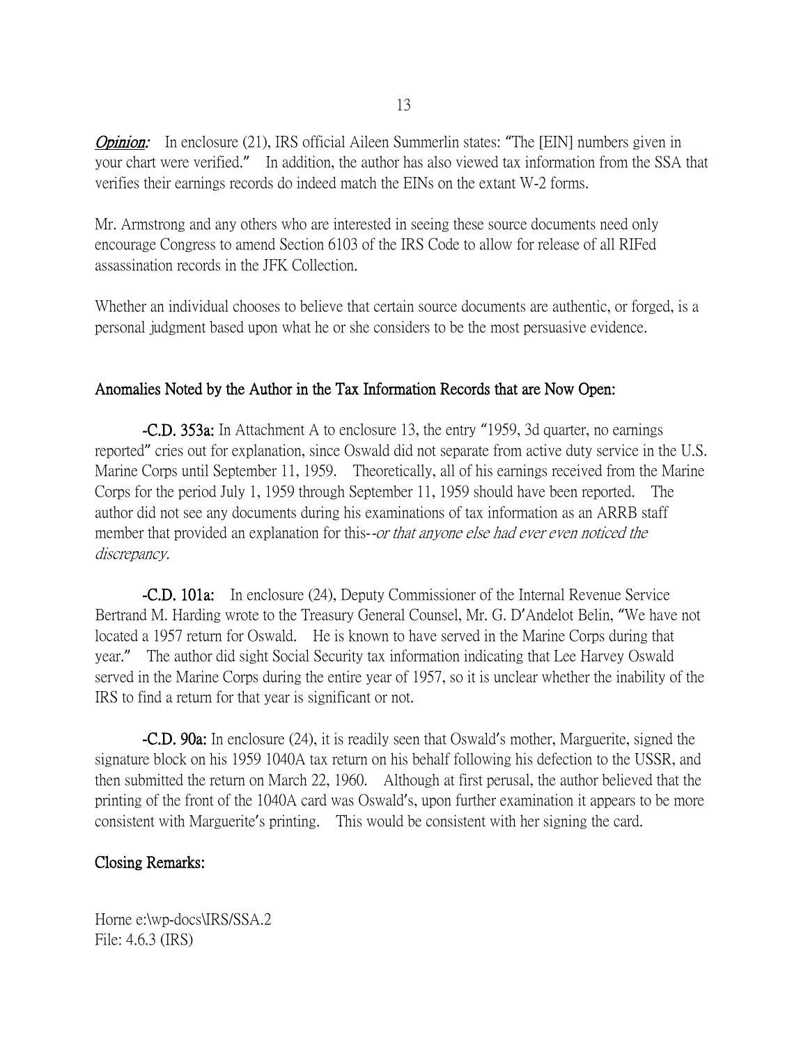***Opinion:*** In enclosure (21), IRS official Aileen Summerlin states: "The [EIN] numbers given in your chart were verified." In addition, the author has also viewed tax information from the SSA that verifies their earnings records do indeed match the EINs on the extant W-2 forms.

Mr. Armstrong and any others who are interested in seeing these source documents need only encourage Congress to amend Section 6103 of the IRS Code to allow for release of all RIFed assassination records in the JFK Collection.

Whether an individual chooses to believe that certain source documents are authentic, or forged, is a personal judgment based upon what he or she considers to be the most persuasive evidence.

## Anomalies Noted by the Author in the Tax Information Records that are Now Open:

**-C.D. 353a:** In Attachment A to enclosure 13, the entry "1959, 3d quarter, no earnings reported" cries out for explanation, since Oswald did not separate from active duty service in the U.S. Marine Corps until September 11, 1959. Theoretically, all of his earnings received from the Marine Corps for the period July 1, 1959 through September 11, 1959 should have been reported. The author did not see any documents during his examinations of tax information as an ARRB staff member that provided an explanation for this--*or that anyone else had ever even noticed the discrepancy.*

**-C.D. 101a:** In enclosure (24), Deputy Commissioner of the Internal Revenue Service Bertrand M. Harding wrote to the Treasury General Counsel, Mr. G. D'Andelot Belin, "We have not located a 1957 return for Oswald. He is known to have served in the Marine Corps during that year." The author did sight Social Security tax information indicating that Lee Harvey Oswald served in the Marine Corps during the entire year of 1957, so it is unclear whether the inability of the IRS to find a return for that year is significant or not.

**-C.D. 90a:** In enclosure (24), it is readily seen that Oswald's mother, Marguerite, signed the signature block on his 1959 1040A tax return on his behalf following his defection to the USSR, and then submitted the return on March 22, 1960. Although at first perusal, the author believed that the printing of the front of the 1040A card was Oswald's, upon further examination it appears to be more consistent with Marguerite's printing. This would be consistent with her signing the card.

## Closing Remarks:

Horne e:\wp-docs\IRS/SSA.2
File: 4.6.3 (IRS)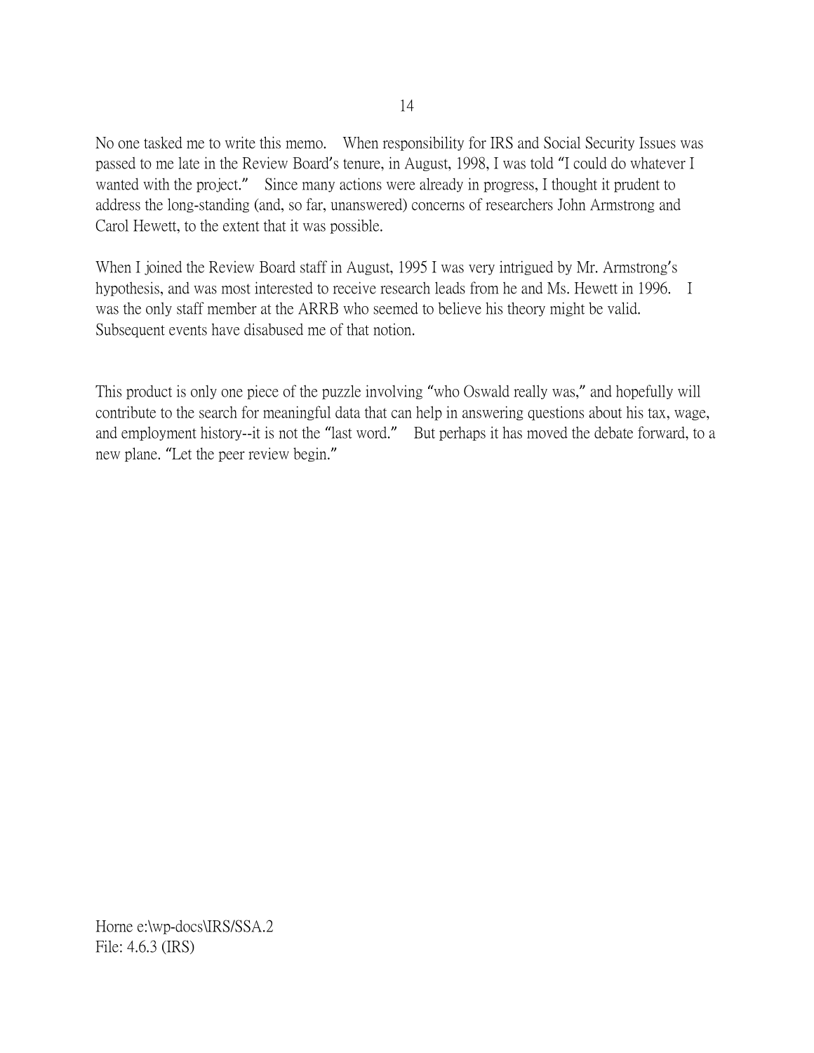No one tasked me to write this memo. When responsibility for IRS and Social Security Issues was passed to me late in the Review Board's tenure, in August, 1998, I was told "I could do whatever I wanted with the project." Since many actions were already in progress, I thought it prudent to address the long-standing (and, so far, unanswered) concerns of researchers John Armstrong and Carol Hewett, to the extent that it was possible.

When I joined the Review Board staff in August, 1995 I was very intrigued by Mr. Armstrong's hypothesis, and was most interested to receive research leads from he and Ms. Hewett in 1996. I was the only staff member at the ARRB who seemed to believe his theory might be valid. Subsequent events have disabused me of that notion.

This product is only one piece of the puzzle involving "who Oswald really was," and hopefully will contribute to the search for meaningful data that can help in answering questions about his tax, wage, and employment history--it is not the "last word." But perhaps it has moved the debate forward, to a new plane. "Let the peer review begin."

Horne e:\wp-docs\IRS/SSA.2
File: 4.6.3 (IRS)